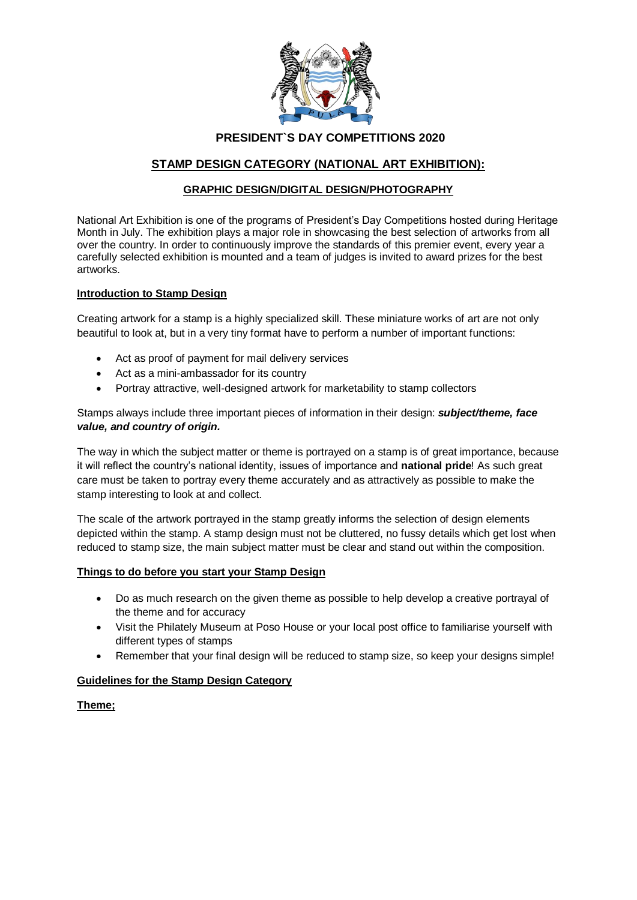# PRESIDENT`S DAY COMPETITIONS 2020

## STAMP DESIGN CATEGORY (NATIONAL ART EXHIBITION):

### GRAPHIC DESIGN/DIGITAL DESIGN/PHOTOGRAPHY

National Art Exhibition is one of the programs of President's Day Competitions hosted during Heritage Month in July. The exhibition plays a major role in showcasing the best selection of artworks from all over the country. In order to continuously improve the standards of this premier event, every year a carefully selected exhibition is mounted and a team of judges is invited to award prizes for the best artworks.

**Introduction to Stamp Design**

Creating artwork for a stamp is a highly specialized skill. These miniature works of art are not only beautiful to look at, but in a very tiny format have to perform a number of important functions:

- Act as proof of payment for mail delivery services
- Act as a mini-ambassador for its country
- Portray attractive, well-designed artwork for marketability to stamp collectors

Stamps always include three important pieces of information in their design: ***subject/theme, face value, and country of origin.***

The way in which the subject matter or theme is portrayed on a stamp is of great importance, because it will reflect the country's national identity, issues of importance and **national pride**! As such great care must be taken to portray every theme accurately and as attractively as possible to make the stamp interesting to look at and collect.

The scale of the artwork portrayed in the stamp greatly informs the selection of design elements depicted within the stamp. A stamp design must not be cluttered, no fussy details which get lost when reduced to stamp size, the main subject matter must be clear and stand out within the composition.

**Things to do before you start your Stamp Design**

- Do as much research on the given theme as possible to help develop a creative portrayal of the theme and for accuracy
- Visit the Philately Museum at Poso House or your local post office to familiarise yourself with different types of stamps
- Remember that your final design will be reduced to stamp size, so keep your designs simple!

**Guidelines for the Stamp Design Category**

**Theme;**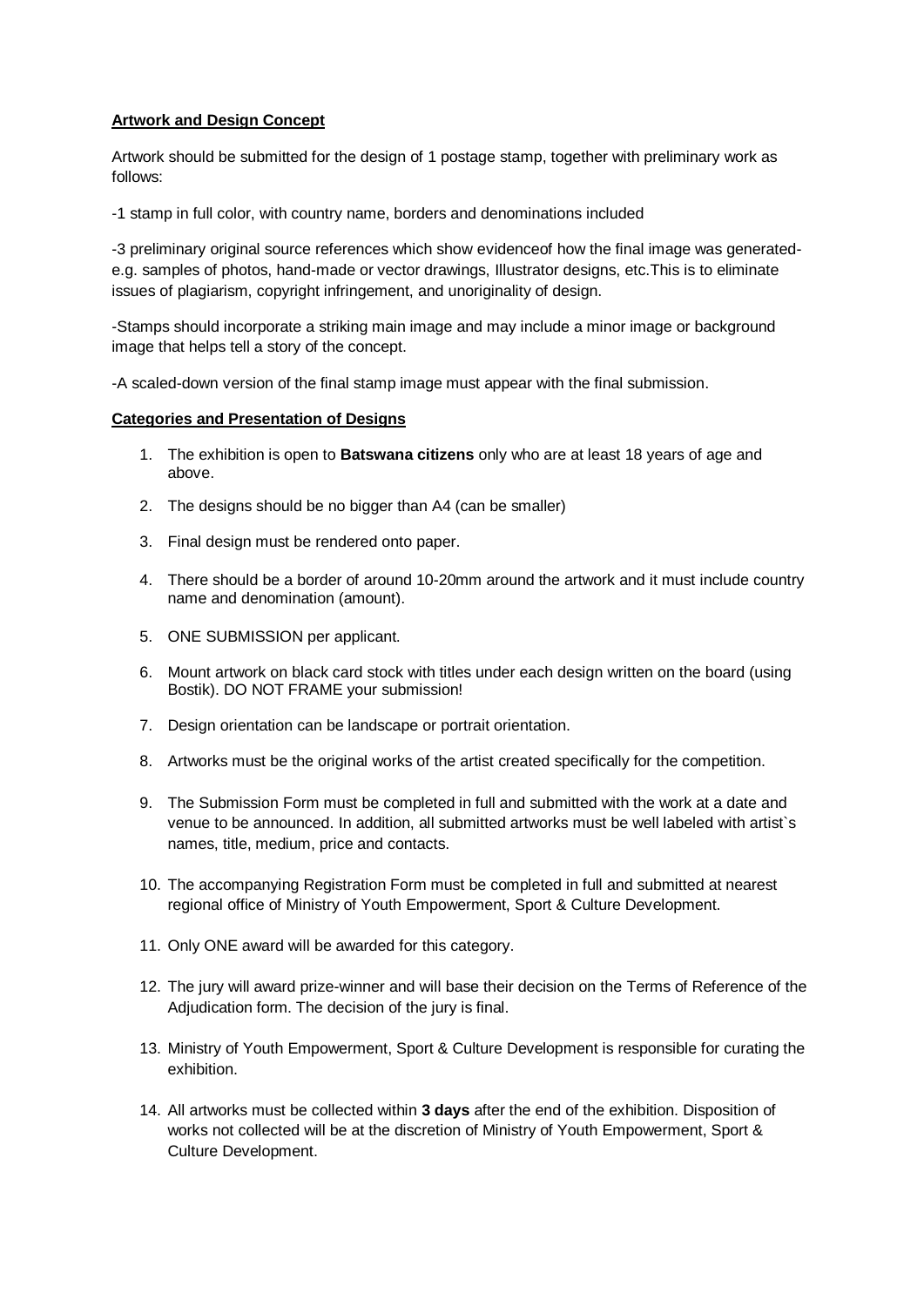**Artwork and Design Concept**

Artwork should be submitted for the design of 1 postage stamp, together with preliminary work as follows:

-1 stamp in full color, with country name, borders and denominations included

-3 preliminary original source references which show evidenceof how the final image was generated- e.g. samples of photos, hand-made or vector drawings, Illustrator designs, etc.This is to eliminate issues of plagiarism, copyright infringement, and unoriginality of design.

-Stamps should incorporate a striking main image and may include a minor image or background image that helps tell a story of the concept.

-A scaled-down version of the final stamp image must appear with the final submission.

**Categories and Presentation of Designs**

1. The exhibition is open to **Batswana citizens** only who are at least 18 years of age and above.
2. The designs should be no bigger than A4 (can be smaller)
3. Final design must be rendered onto paper.
4. There should be a border of around 10-20mm around the artwork and it must include country name and denomination (amount).
5. ONE SUBMISSION per applicant.
6. Mount artwork on black card stock with titles under each design written on the board (using Bostik). DO NOT FRAME your submission!
7. Design orientation can be landscape or portrait orientation.
8. Artworks must be the original works of the artist created specifically for the competition.
9. The Submission Form must be completed in full and submitted with the work at a date and venue to be announced. In addition, all submitted artworks must be well labeled with artist`s names, title, medium, price and contacts.
10. The accompanying Registration Form must be completed in full and submitted at nearest regional office of Ministry of Youth Empowerment, Sport & Culture Development.
11. Only ONE award will be awarded for this category.
12. The jury will award prize-winner and will base their decision on the Terms of Reference of the Adjudication form. The decision of the jury is final.
13. Ministry of Youth Empowerment, Sport & Culture Development is responsible for curating the exhibition.
14. All artworks must be collected within **3 days** after the end of the exhibition. Disposition of works not collected will be at the discretion of Ministry of Youth Empowerment, Sport & Culture Development.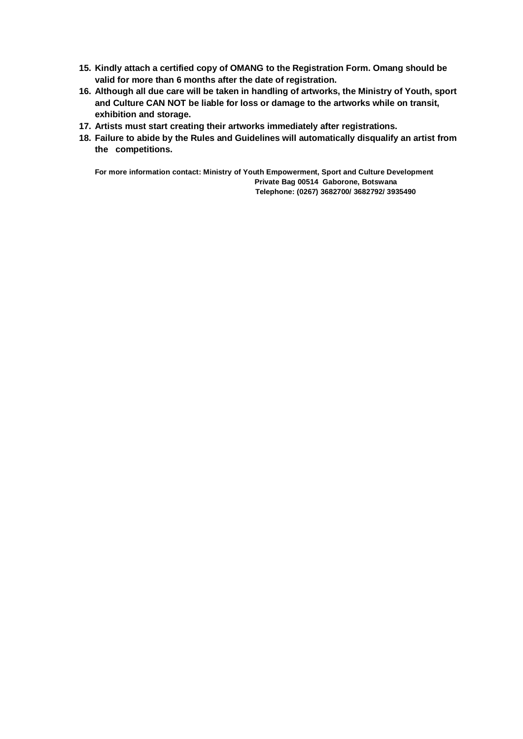15. **Kindly attach a certified copy of OMANG to the Registration Form. Omang should be valid for more than 6 months after the date of registration.**
16. **Although all due care will be taken in handling of artworks, the Ministry of Youth, sport and Culture CAN NOT be liable for loss or damage to the artworks while on transit, exhibition and storage.**
17. **Artists must start creating their artworks immediately after registrations.**
18. **Failure to abide by the Rules and Guidelines will automatically disqualify an artist from the competitions.**

**For more information contact: Ministry of Youth Empowerment, Sport and Culture Development**
**Private Bag 00514 Gaborone, Botswana**
**Telephone: (0267) 3682700/ 3682792/ 3935490**